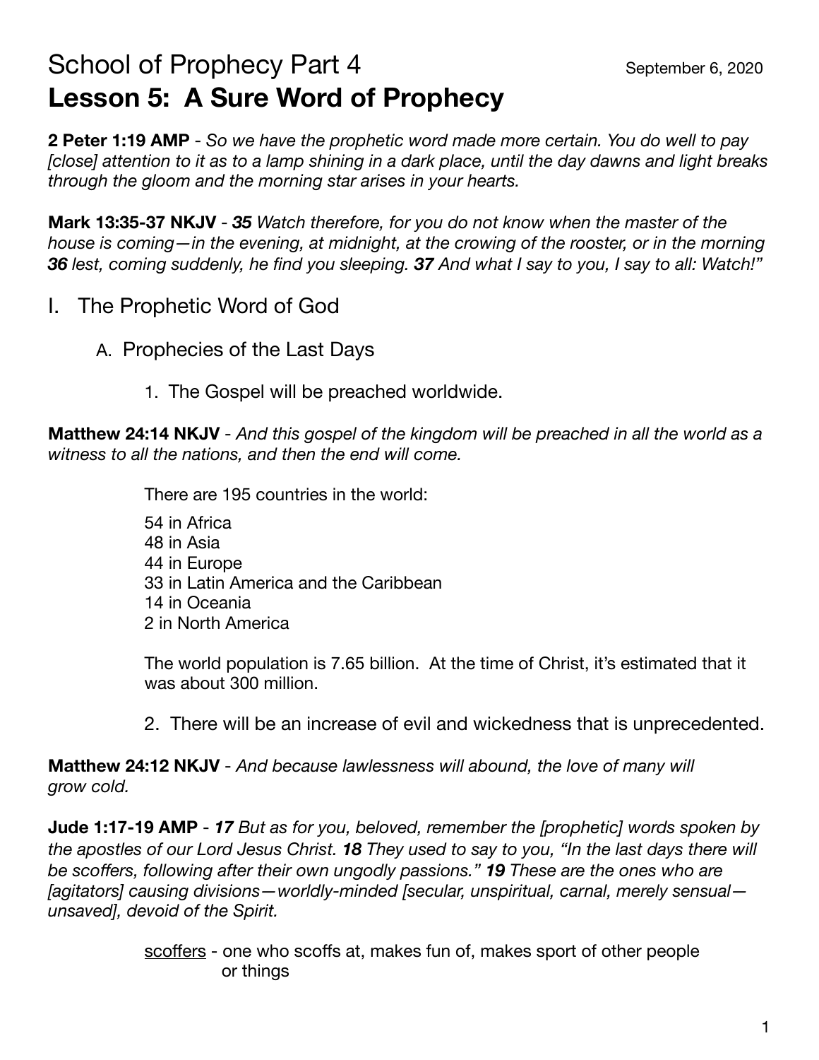# School of Prophecy Part 4

September 6, 2020

# Lesson 5: A Sure Word of Prophecy

**2 Peter 1:19 AMP** - *So we have the prophetic word made more certain. You do well to pay [close] attention to it as to a lamp shining in a dark place, until the day dawns and light breaks through the gloom and the morning star arises in your hearts.*

**Mark 13:35-37 NKJV** - ***35*** *Watch therefore, for you do not know when the master of the house is coming—in the evening, at midnight, at the crowing of the rooster, or in the morning* ***36*** *lest, coming suddenly, he find you sleeping.* ***37*** *And what I say to you, I say to all: Watch!"*

## I. The Prophetic Word of God

### A. Prophecies of the Last Days

1. The Gospel will be preached worldwide.

**Matthew 24:14 NKJV** - *And this gospel of the kingdom will be preached in all the world as a witness to all the nations, and then the end will come.*

There are 195 countries in the world:

54 in Africa
48 in Asia
44 in Europe
33 in Latin America and the Caribbean
14 in Oceania
2 in North America

The world population is 7.65 billion. At the time of Christ, it's estimated that it was about 300 million.

2. There will be an increase of evil and wickedness that is unprecedented.

**Matthew 24:12 NKJV** - *And because lawlessness will abound, the love of many will grow cold.*

**Jude 1:17-19 AMP** - ***17*** *But as for you, beloved, remember the [prophetic] words spoken by the apostles of our Lord Jesus Christ.* ***18*** *They used to say to you, "In the last days there will be scoffers, following after their own ungodly passions."* ***19*** *These are the ones who are [agitators] causing divisions—worldly-minded [secular, unspiritual, carnal, merely sensual—unsaved], devoid of the Spirit.*

<u>scoffers</u> - one who scoffs at, makes fun of, makes sport of other people or things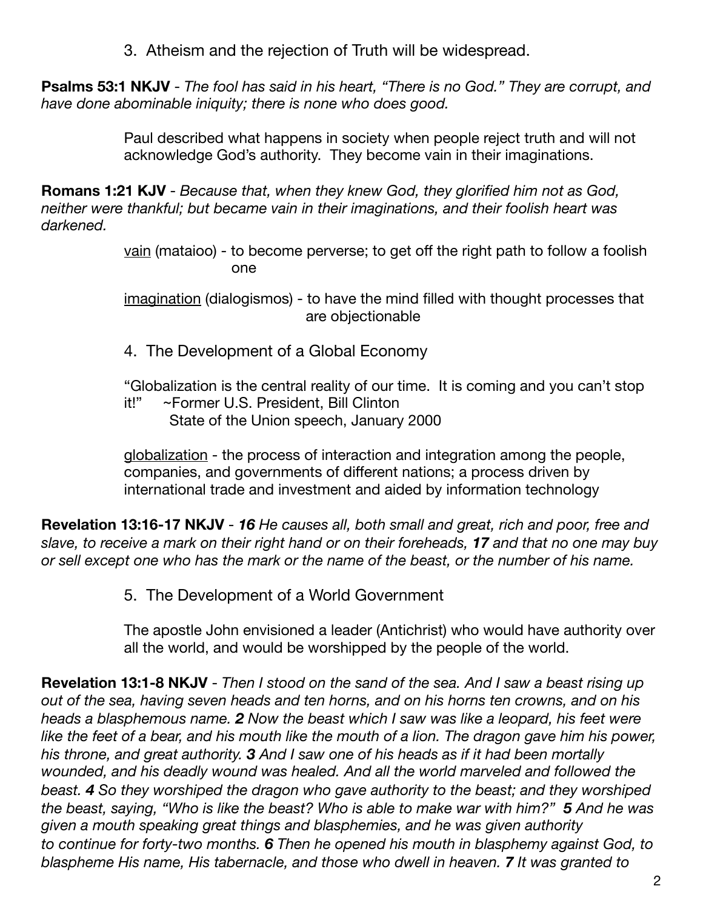3. Atheism and the rejection of Truth will be widespread.

**Psalms 53:1 NKJV** - *The fool has said in his heart, "There is no God." They are corrupt, and have done abominable iniquity; there is none who does good.*

Paul described what happens in society when people reject truth and will not acknowledge God's authority. They become vain in their imaginations.

**Romans 1:21 KJV** - *Because that, when they knew God, they glorified him not as God, neither were thankful; but became vain in their imaginations, and their foolish heart was darkened.*

<u>vain</u> (mataioo) - to become perverse; to get off the right path to follow a foolish one

<u>imagination</u> (dialogismos) - to have the mind filled with thought processes that are objectionable

4. The Development of a Global Economy

"Globalization is the central reality of our time. It is coming and you can't stop it!" ~Former U.S. President, Bill Clinton
State of the Union speech, January 2000

<u>globalization</u> - the process of interaction and integration among the people, companies, and governments of different nations; a process driven by international trade and investment and aided by information technology

**Revelation 13:16-17 NKJV** - ***16*** *He causes all, both small and great, rich and poor, free and slave, to receive a mark on their right hand or on their foreheads,* ***17*** *and that no one may buy or sell except one who has the mark or the name of the beast, or the number of his name.*

5. The Development of a World Government

The apostle John envisioned a leader (Antichrist) who would have authority over all the world, and would be worshipped by the people of the world.

**Revelation 13:1-8 NKJV** - *Then I stood on the sand of the sea. And I saw a beast rising up out of the sea, having seven heads and ten horns, and on his horns ten crowns, and on his heads a blasphemous name.* ***2*** *Now the beast which I saw was like a leopard, his feet were like the feet of a bear, and his mouth like the mouth of a lion. The dragon gave him his power, his throne, and great authority.* ***3*** *And I saw one of his heads as if it had been mortally wounded, and his deadly wound was healed. And all the world marveled and followed the beast.* ***4*** *So they worshiped the dragon who gave authority to the beast; and they worshiped the beast, saying, "Who is like the beast? Who is able to make war with him?"* ***5*** *And he was given a mouth speaking great things and blasphemies, and he was given authority to continue for forty-two months.* ***6*** *Then he opened his mouth in blasphemy against God, to blaspheme His name, His tabernacle, and those who dwell in heaven.* ***7*** *It was granted to*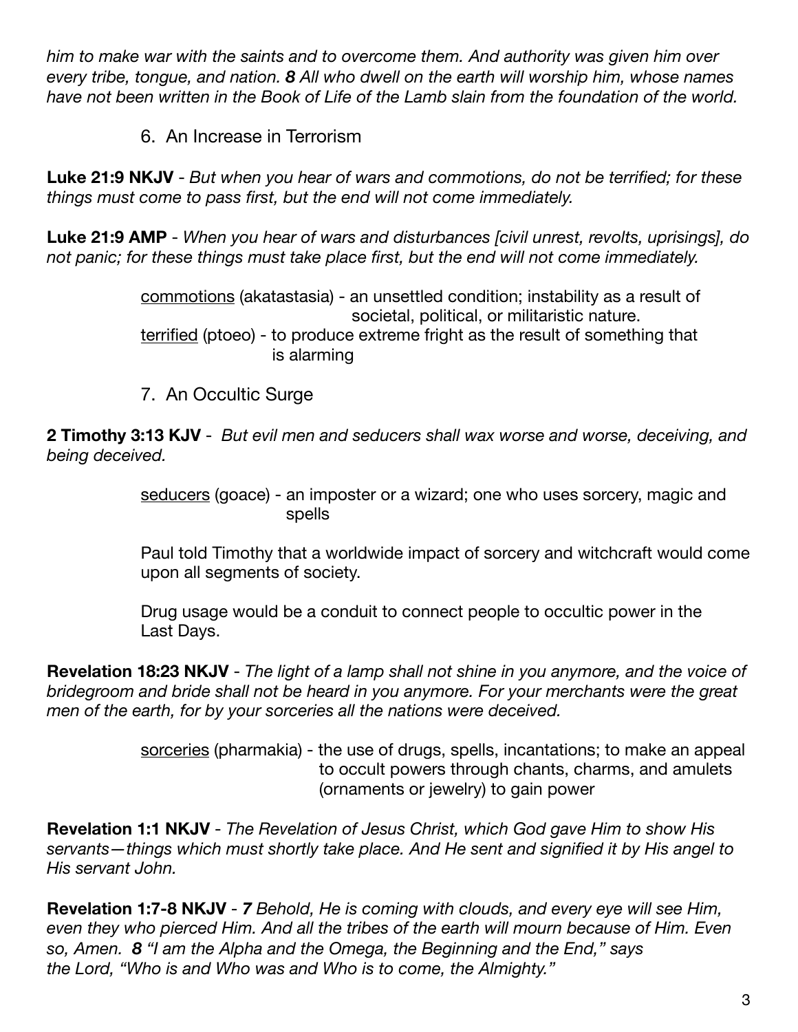*him to make war with the saints and to overcome them. And authority was given him over every tribe, tongue, and nation.* ***8*** *All who dwell on the earth will worship him, whose names have not been written in the Book of Life of the Lamb slain from the foundation of the world.*

6. An Increase in Terrorism

**Luke 21:9 NKJV** - *But when you hear of wars and commotions, do not be terrified; for these things must come to pass first, but the end will not come immediately.*

**Luke 21:9 AMP** - *When you hear of wars and disturbances [civil unrest, revolts, uprisings], do not panic; for these things must take place first, but the end will not come immediately.*

<u>commotions</u> (akatastasia) - an unsettled condition; instability as a result of societal, political, or militaristic nature.
<u>terrified</u> (ptoeo) - to produce extreme fright as the result of something that is alarming

7. An Occultic Surge

**2 Timothy 3:13 KJV** - *But evil men and seducers shall wax worse and worse, deceiving, and being deceived.*

<u>seducers</u> (goace) - an imposter or a wizard; one who uses sorcery, magic and spells

Paul told Timothy that a worldwide impact of sorcery and witchcraft would come upon all segments of society.

Drug usage would be a conduit to connect people to occultic power in the Last Days.

**Revelation 18:23 NKJV** - *The light of a lamp shall not shine in you anymore, and the voice of bridegroom and bride shall not be heard in you anymore. For your merchants were the great men of the earth, for by your sorceries all the nations were deceived.*

<u>sorceries</u> (pharmakia) - the use of drugs, spells, incantations; to make an appeal to occult powers through chants, charms, and amulets (ornaments or jewelry) to gain power

**Revelation 1:1 NKJV** - *The Revelation of Jesus Christ, which God gave Him to show His servants—things which must shortly take place. And He sent and signified it by His angel to His servant John.*

**Revelation 1:7-8 NKJV** - ***7*** *Behold, He is coming with clouds, and every eye will see Him, even they who pierced Him. And all the tribes of the earth will mourn because of Him. Even so, Amen.* ***8*** *"I am the Alpha and the Omega, the Beginning and the End," says the Lord, "Who is and Who was and Who is to come, the Almighty."*